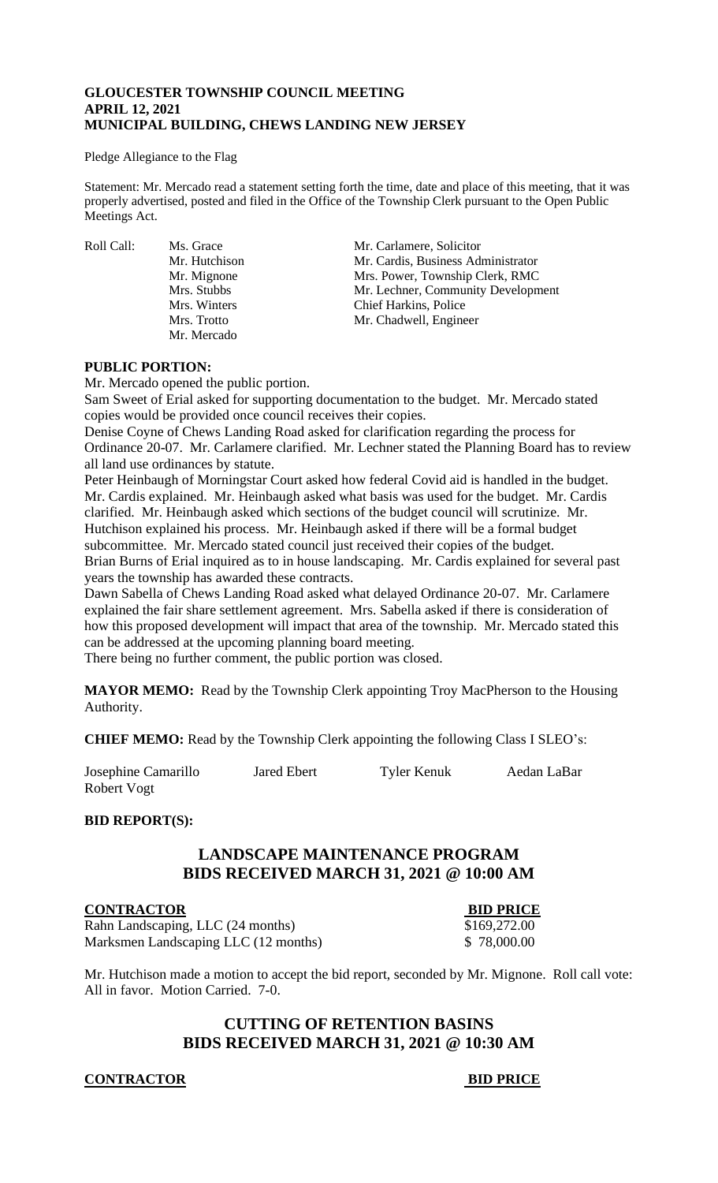**GLOUCESTER TOWNSHIP COUNCIL MEETING**
**APRIL 12, 2021**
**MUNICIPAL BUILDING, CHEWS LANDING NEW JERSEY**

Pledge Allegiance to the Flag

Statement: Mr. Mercado read a statement setting forth the time, date and place of this meeting, that it was properly advertised, posted and filed in the Office of the Township Clerk pursuant to the Open Public Meetings Act.

| Roll Call: | Ms. Grace | Mr. Carlamere, Solicitor |
|---|---|---|
| | Mr. Hutchison | Mr. Cardis, Business Administrator |
| | Mr. Mignone | Mrs. Power, Township Clerk, RMC |
| | Mrs. Stubbs | Mr. Lechner, Community Development |
| | Mrs. Winters | Chief Harkins, Police |
| | Mrs. Trotto | Mr. Chadwell, Engineer |
| | Mr. Mercado | |

**PUBLIC PORTION:**

Mr. Mercado opened the public portion.

Sam Sweet of Erial asked for supporting documentation to the budget. Mr. Mercado stated copies would be provided once council receives their copies.

Denise Coyne of Chews Landing Road asked for clarification regarding the process for Ordinance 20-07. Mr. Carlamere clarified. Mr. Lechner stated the Planning Board has to review all land use ordinances by statute.

Peter Heinbaugh of Morningstar Court asked how federal Covid aid is handled in the budget. Mr. Cardis explained. Mr. Heinbaugh asked what basis was used for the budget. Mr. Cardis clarified. Mr. Heinbaugh asked which sections of the budget council will scrutinize. Mr. Hutchison explained his process. Mr. Heinbaugh asked if there will be a formal budget subcommittee. Mr. Mercado stated council just received their copies of the budget.

Brian Burns of Erial inquired as to in house landscaping. Mr. Cardis explained for several past years the township has awarded these contracts.

Dawn Sabella of Chews Landing Road asked what delayed Ordinance 20-07. Mr. Carlamere explained the fair share settlement agreement. Mrs. Sabella asked if there is consideration of how this proposed development will impact that area of the township. Mr. Mercado stated this can be addressed at the upcoming planning board meeting.

There being no further comment, the public portion was closed.

**MAYOR MEMO:** Read by the Township Clerk appointing Troy MacPherson to the Housing Authority.

**CHIEF MEMO:** Read by the Township Clerk appointing the following Class I SLEO's:

| Josephine Camarillo | Jared Ebert | Tyler Kenuk | Aedan LaBar |
|---|---|---|---|
| Robert Vogt | | | |

**BID REPORT(S):**

## LANDSCAPE MAINTENANCE PROGRAM
## BIDS RECEIVED MARCH 31, 2021 @ 10:00 AM

| CONTRACTOR | BID PRICE |
|---|---|
| Rahn Landscaping, LLC (24 months) | $169,272.00 |
| Marksmen Landscaping LLC (12 months) | $ 78,000.00 |

Mr. Hutchison made a motion to accept the bid report, seconded by Mr. Mignone. Roll call vote: All in favor. Motion Carried. 7-0.

## CUTTING OF RETENTION BASINS
## BIDS RECEIVED MARCH 31, 2021 @ 10:30 AM

| CONTRACTOR | BID PRICE |
|---|---|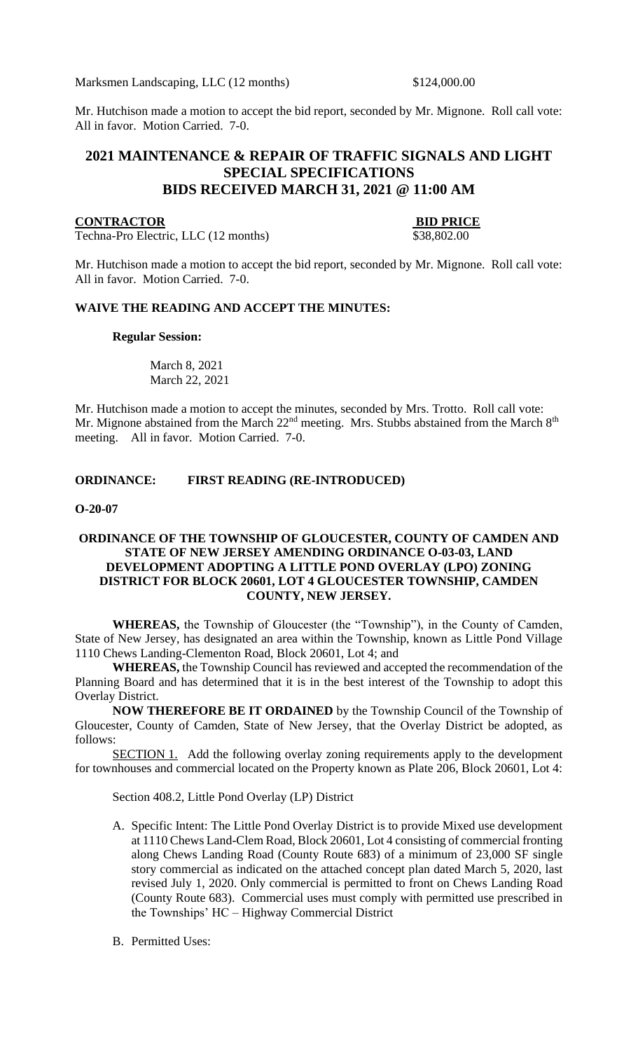Marksmen Landscaping, LLC (12 months) $124,000.00

Mr. Hutchison made a motion to accept the bid report, seconded by Mr. Mignone. Roll call vote: All in favor. Motion Carried. 7-0.

## 2021 MAINTENANCE & REPAIR OF TRAFFIC SIGNALS AND LIGHT SPECIAL SPECIFICATIONS BIDS RECEIVED MARCH 31, 2021 @ 11:00 AM

| CONTRACTOR | BID PRICE |
|---|---|
| Techna-Pro Electric, LLC (12 months) | $38,802.00 |

Mr. Hutchison made a motion to accept the bid report, seconded by Mr. Mignone. Roll call vote: All in favor. Motion Carried. 7-0.

**WAIVE THE READING AND ACCEPT THE MINUTES:**

**Regular Session:**

March 8, 2021
March 22, 2021

Mr. Hutchison made a motion to accept the minutes, seconded by Mrs. Trotto. Roll call vote: Mr. Mignone abstained from the March 22nd meeting. Mrs. Stubbs abstained from the March 8th meeting. All in favor. Motion Carried. 7-0.

**ORDINANCE: FIRST READING (RE-INTRODUCED)**

**O-20-07**

**ORDINANCE OF THE TOWNSHIP OF GLOUCESTER, COUNTY OF CAMDEN AND STATE OF NEW JERSEY AMENDING ORDINANCE O-03-03, LAND DEVELOPMENT ADOPTING A LITTLE POND OVERLAY (LPO) ZONING DISTRICT FOR BLOCK 20601, LOT 4 GLOUCESTER TOWNSHIP, CAMDEN COUNTY, NEW JERSEY.**

**WHEREAS,** the Township of Gloucester (the "Township"), in the County of Camden, State of New Jersey, has designated an area within the Township, known as Little Pond Village 1110 Chews Landing-Clementon Road, Block 20601, Lot 4; and

**WHEREAS,** the Township Council has reviewed and accepted the recommendation of the Planning Board and has determined that it is in the best interest of the Township to adopt this Overlay District.

**NOW THEREFORE BE IT ORDAINED** by the Township Council of the Township of Gloucester, County of Camden, State of New Jersey, that the Overlay District be adopted, as follows:

SECTION 1. Add the following overlay zoning requirements apply to the development for townhouses and commercial located on the Property known as Plate 206, Block 20601, Lot 4:

Section 408.2, Little Pond Overlay (LP) District

A. Specific Intent: The Little Pond Overlay District is to provide Mixed use development at 1110 Chews Land-Clem Road, Block 20601, Lot 4 consisting of commercial fronting along Chews Landing Road (County Route 683) of a minimum of 23,000 SF single story commercial as indicated on the attached concept plan dated March 5, 2020, last revised July 1, 2020. Only commercial is permitted to front on Chews Landing Road (County Route 683). Commercial uses must comply with permitted use prescribed in the Townships' HC – Highway Commercial District

B. Permitted Uses: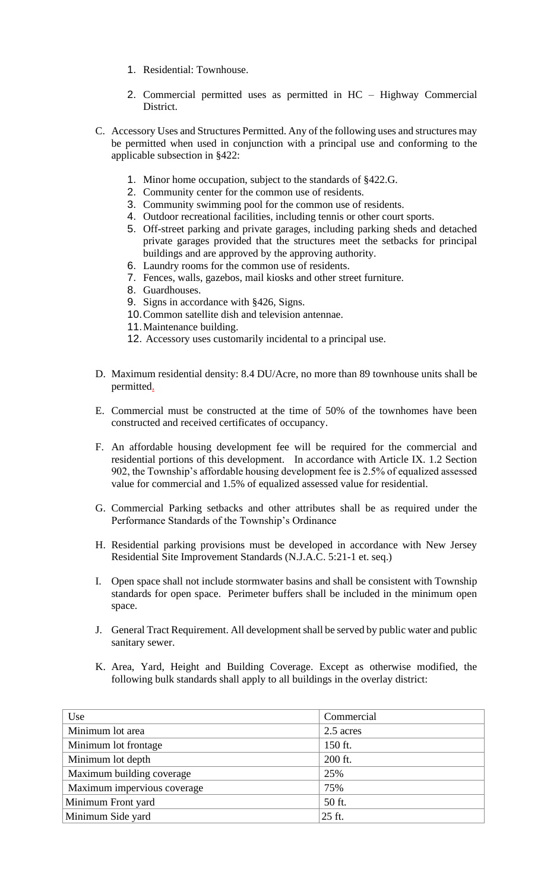1. Residential: Townhouse.

2. Commercial permitted uses as permitted in HC – Highway Commercial District.

C. Accessory Uses and Structures Permitted. Any of the following uses and structures may be permitted when used in conjunction with a principal use and conforming to the applicable subsection in §422:

1. Minor home occupation, subject to the standards of §422.G.
2. Community center for the common use of residents.
3. Community swimming pool for the common use of residents.
4. Outdoor recreational facilities, including tennis or other court sports.
5. Off-street parking and private garages, including parking sheds and detached private garages provided that the structures meet the setbacks for principal buildings and are approved by the approving authority.
6. Laundry rooms for the common use of residents.
7. Fences, walls, gazebos, mail kiosks and other street furniture.
8. Guardhouses.
9. Signs in accordance with §426, Signs.
10. Common satellite dish and television antennae.
11. Maintenance building.
12. Accessory uses customarily incidental to a principal use.

D. Maximum residential density: 8.4 DU/Acre, no more than 89 townhouse units shall be permitted.

E. Commercial must be constructed at the time of 50% of the townhomes have been constructed and received certificates of occupancy.

F. An affordable housing development fee will be required for the commercial and residential portions of this development. In accordance with Article IX. 1.2 Section 902, the Township's affordable housing development fee is 2.5% of equalized assessed value for commercial and 1.5% of equalized assessed value for residential.

G. Commercial Parking setbacks and other attributes shall be as required under the Performance Standards of the Township's Ordinance

H. Residential parking provisions must be developed in accordance with New Jersey Residential Site Improvement Standards (N.J.A.C. 5:21-1 et. seq.)

I. Open space shall not include stormwater basins and shall be consistent with Township standards for open space. Perimeter buffers shall be included in the minimum open space.

J. General Tract Requirement. All development shall be served by public water and public sanitary sewer.

K. Area, Yard, Height and Building Coverage. Except as otherwise modified, the following bulk standards shall apply to all buildings in the overlay district:

| Use | Commercial |
|---|---|
| Minimum lot area | 2.5 acres |
| Minimum lot frontage | 150 ft. |
| Minimum lot depth | 200 ft. |
| Maximum building coverage | 25% |
| Maximum impervious coverage | 75% |
| Minimum Front yard | 50 ft. |
| Minimum Side yard | 25 ft. |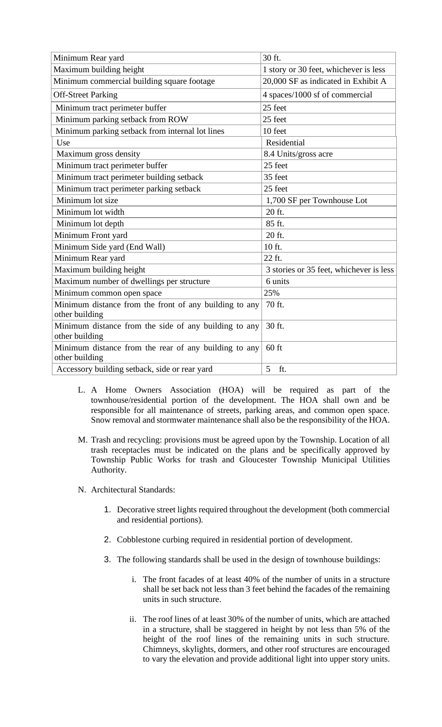| Minimum Rear yard | 30 ft. |
|---|---|
| Maximum building height | 1 story or 30 feet, whichever is less |
| Minimum commercial building square footage | 20,000 SF as indicated in Exhibit A |
| Off-Street Parking | 4 spaces/1000 sf of commercial |
| Minimum tract perimeter buffer | 25 feet |
| Minimum parking setback from ROW | 25 feet |
| Minimum parking setback from internal lot lines | 10 feet |
| Use | Residential |
| Maximum gross density | 8.4 Units/gross acre |
| Minimum tract perimeter buffer | 25 feet |
| Minimum tract perimeter building setback | 35 feet |
| Minimum tract perimeter parking setback | 25 feet |
| Minimum lot size | 1,700 SF per Townhouse Lot |
| Minimum lot width | 20 ft. |
| Minimum lot depth | 85 ft. |
| Minimum Front yard | 20 ft. |
| Minimum Side yard (End Wall) | 10 ft. |
| Minimum Rear yard | 22 ft. |
| Maximum building height | 3 stories or 35 feet, whichever is less |
| Maximum number of dwellings per structure | 6 units |
| Minimum common open space | 25% |
| Minimum distance from the front of any building to any other building | 70 ft. |
| Minimum distance from the side of any building to any other building | 30 ft. |
| Minimum distance from the rear of any building to any other building | 60 ft |
| Accessory building setback, side or rear yard | 5 ft. |

L. A Home Owners Association (HOA) will be required as part of the townhouse/residential portion of the development. The HOA shall own and be responsible for all maintenance of streets, parking areas, and common open space. Snow removal and stormwater maintenance shall also be the responsibility of the HOA.

M. Trash and recycling: provisions must be agreed upon by the Township. Location of all trash receptacles must be indicated on the plans and be specifically approved by Township Public Works for trash and Gloucester Township Municipal Utilities Authority.

N. Architectural Standards:

1. Decorative street lights required throughout the development (both commercial and residential portions).

2. Cobblestone curbing required in residential portion of development.

3. The following standards shall be used in the design of townhouse buildings:

    i. The front facades of at least 40% of the number of units in a structure shall be set back not less than 3 feet behind the facades of the remaining units in such structure.

    ii. The roof lines of at least 30% of the number of units, which are attached in a structure, shall be staggered in height by not less than 5% of the height of the roof lines of the remaining units in such structure. Chimneys, skylights, dormers, and other roof structures are encouraged to vary the elevation and provide additional light into upper story units.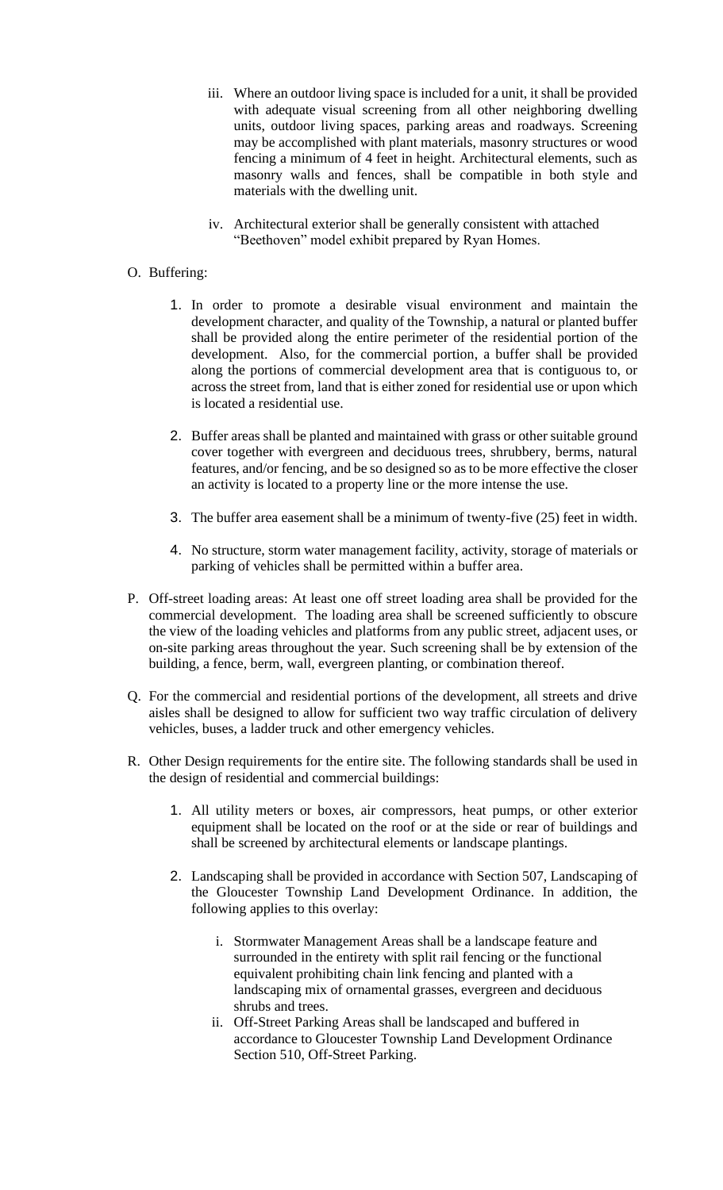iii. Where an outdoor living space is included for a unit, it shall be provided with adequate visual screening from all other neighboring dwelling units, outdoor living spaces, parking areas and roadways. Screening may be accomplished with plant materials, masonry structures or wood fencing a minimum of 4 feet in height. Architectural elements, such as masonry walls and fences, shall be compatible in both style and materials with the dwelling unit.

iv. Architectural exterior shall be generally consistent with attached "Beethoven" model exhibit prepared by Ryan Homes.

O. Buffering:

1. In order to promote a desirable visual environment and maintain the development character, and quality of the Township, a natural or planted buffer shall be provided along the entire perimeter of the residential portion of the development. Also, for the commercial portion, a buffer shall be provided along the portions of commercial development area that is contiguous to, or across the street from, land that is either zoned for residential use or upon which is located a residential use.

2. Buffer areas shall be planted and maintained with grass or other suitable ground cover together with evergreen and deciduous trees, shrubbery, berms, natural features, and/or fencing, and be so designed so as to be more effective the closer an activity is located to a property line or the more intense the use.

3. The buffer area easement shall be a minimum of twenty-five (25) feet in width.

4. No structure, storm water management facility, activity, storage of materials or parking of vehicles shall be permitted within a buffer area.

P. Off-street loading areas: At least one off street loading area shall be provided for the commercial development. The loading area shall be screened sufficiently to obscure the view of the loading vehicles and platforms from any public street, adjacent uses, or on-site parking areas throughout the year. Such screening shall be by extension of the building, a fence, berm, wall, evergreen planting, or combination thereof.

Q. For the commercial and residential portions of the development, all streets and drive aisles shall be designed to allow for sufficient two way traffic circulation of delivery vehicles, buses, a ladder truck and other emergency vehicles.

R. Other Design requirements for the entire site. The following standards shall be used in the design of residential and commercial buildings:

1. All utility meters or boxes, air compressors, heat pumps, or other exterior equipment shall be located on the roof or at the side or rear of buildings and shall be screened by architectural elements or landscape plantings.

2. Landscaping shall be provided in accordance with Section 507, Landscaping of the Gloucester Township Land Development Ordinance. In addition, the following applies to this overlay:

   i. Stormwater Management Areas shall be a landscape feature and surrounded in the entirety with split rail fencing or the functional equivalent prohibiting chain link fencing and planted with a landscaping mix of ornamental grasses, evergreen and deciduous shrubs and trees.

   ii. Off-Street Parking Areas shall be landscaped and buffered in accordance to Gloucester Township Land Development Ordinance Section 510, Off-Street Parking.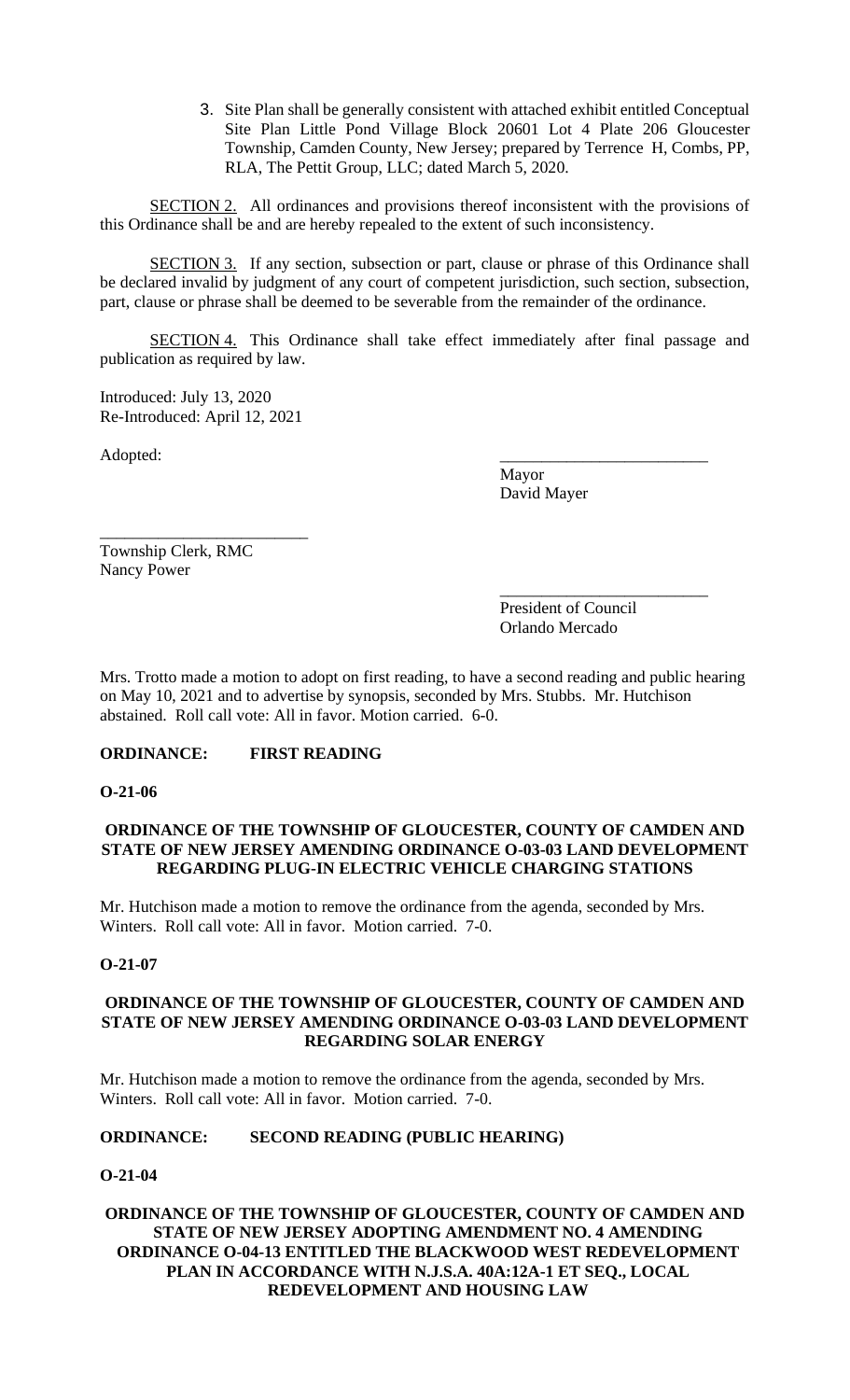3. Site Plan shall be generally consistent with attached exhibit entitled Conceptual Site Plan Little Pond Village Block 20601 Lot 4 Plate 206 Gloucester Township, Camden County, New Jersey; prepared by Terrence H, Combs, PP, RLA, The Pettit Group, LLC; dated March 5, 2020.

SECTION 2. All ordinances and provisions thereof inconsistent with the provisions of this Ordinance shall be and are hereby repealed to the extent of such inconsistency.

SECTION 3. If any section, subsection or part, clause or phrase of this Ordinance shall be declared invalid by judgment of any court of competent jurisdiction, such section, subsection, part, clause or phrase shall be deemed to be severable from the remainder of the ordinance.

SECTION 4. This Ordinance shall take effect immediately after final passage and publication as required by law.

Introduced: July 13, 2020
Re-Introduced: April 12, 2021

Adopted:

_________________________
Mayor
David Mayer

_________________________
Township Clerk, RMC
Nancy Power

_________________________
President of Council
Orlando Mercado

Mrs. Trotto made a motion to adopt on first reading, to have a second reading and public hearing on May 10, 2021 and to advertise by synopsis, seconded by Mrs. Stubbs. Mr. Hutchison abstained. Roll call vote: All in favor. Motion carried. 6-0.

**ORDINANCE: FIRST READING**

**O-21-06**

**ORDINANCE OF THE TOWNSHIP OF GLOUCESTER, COUNTY OF CAMDEN AND STATE OF NEW JERSEY AMENDING ORDINANCE O-03-03 LAND DEVELOPMENT REGARDING PLUG-IN ELECTRIC VEHICLE CHARGING STATIONS**

Mr. Hutchison made a motion to remove the ordinance from the agenda, seconded by Mrs. Winters. Roll call vote: All in favor. Motion carried. 7-0.

**O-21-07**

**ORDINANCE OF THE TOWNSHIP OF GLOUCESTER, COUNTY OF CAMDEN AND STATE OF NEW JERSEY AMENDING ORDINANCE O-03-03 LAND DEVELOPMENT REGARDING SOLAR ENERGY**

Mr. Hutchison made a motion to remove the ordinance from the agenda, seconded by Mrs. Winters. Roll call vote: All in favor. Motion carried. 7-0.

**ORDINANCE: SECOND READING (PUBLIC HEARING)**

**O-21-04**

**ORDINANCE OF THE TOWNSHIP OF GLOUCESTER, COUNTY OF CAMDEN AND STATE OF NEW JERSEY ADOPTING AMENDMENT NO. 4 AMENDING ORDINANCE O-04-13 ENTITLED THE BLACKWOOD WEST REDEVELOPMENT PLAN IN ACCORDANCE WITH N.J.S.A. 40A:12A-1 ET SEQ., LOCAL REDEVELOPMENT AND HOUSING LAW**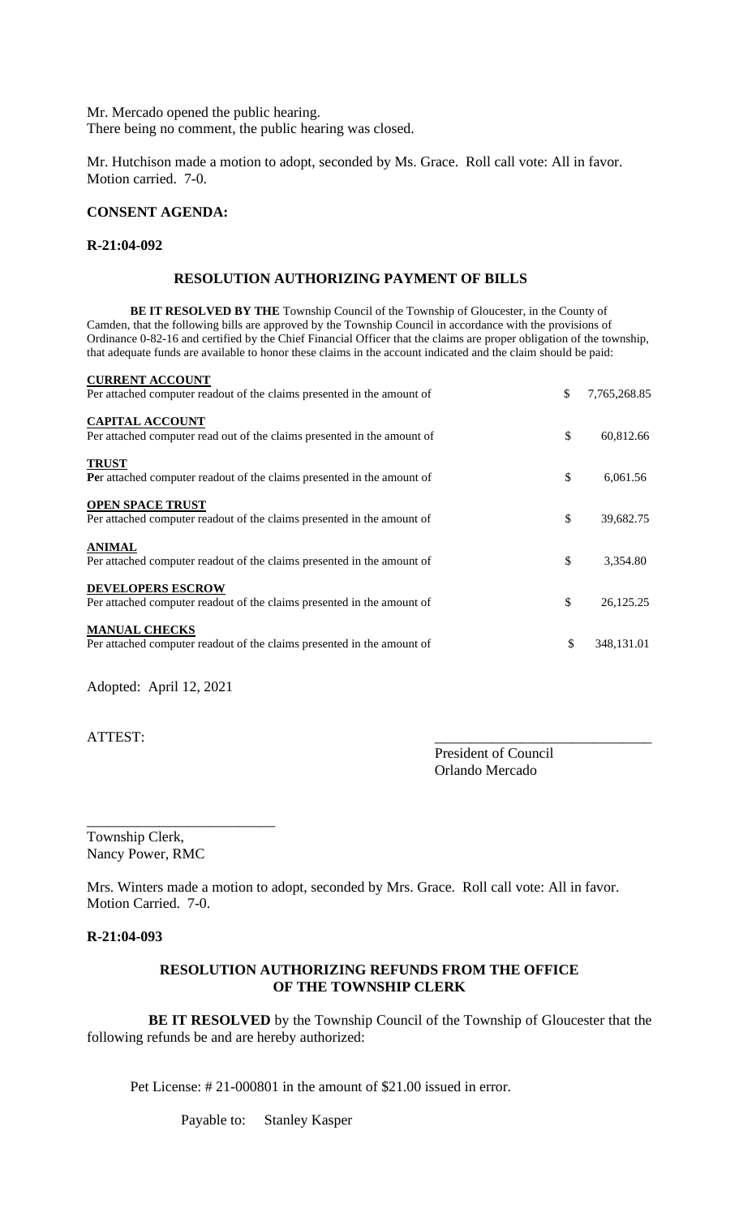Mr. Mercado opened the public hearing.
There being no comment, the public hearing was closed.

Mr. Hutchison made a motion to adopt, seconded by Ms. Grace. Roll call vote: All in favor. Motion carried. 7-0.

**CONSENT AGENDA:**

**R-21:04-092**

**RESOLUTION AUTHORIZING PAYMENT OF BILLS**

**BE IT RESOLVED BY THE** Township Council of the Township of Gloucester, in the County of Camden, that the following bills are approved by the Township Council in accordance with the provisions of Ordinance 0-82-16 and certified by the Chief Financial Officer that the claims are proper obligation of the township, that adequate funds are available to honor these claims in the account indicated and the claim should be paid:

| | | |
|---|---|---|
| **CURRENT ACCOUNT**<br>Per attached computer readout of the claims presented in the amount of | $ | 7,765,268.85 |
| **CAPITAL ACCOUNT**<br>Per attached computer read out of the claims presented in the amount of | $ | 60,812.66 |
| **TRUST**<br>**Pe**r attached computer readout of the claims presented in the amount of | $ | 6,061.56 |
| **OPEN SPACE TRUST**<br>Per attached computer readout of the claims presented in the amount of | $ | 39,682.75 |
| **ANIMAL**<br>Per attached computer readout of the claims presented in the amount of | $ | 3,354.80 |
| **DEVELOPERS ESCROW**<br>Per attached computer readout of the claims presented in the amount of | $ | 26,125.25 |
| **MANUAL CHECKS**<br>Per attached computer readout of the claims presented in the amount of | $ | 348,131.01 |

Adopted: April 12, 2021

ATTEST:

\_\_\_\_\_\_\_\_\_\_\_\_\_\_\_\_\_\_\_\_\_\_\_\_\_\_\_\_\_\_
President of Council
Orlando Mercado

\_\_\_\_\_\_\_\_\_\_\_\_\_\_\_\_\_\_\_\_\_\_\_\_\_\_
Township Clerk,
Nancy Power, RMC

Mrs. Winters made a motion to adopt, seconded by Mrs. Grace. Roll call vote: All in favor. Motion Carried. 7-0.

**R-21:04-093**

**RESOLUTION AUTHORIZING REFUNDS FROM THE OFFICE OF THE TOWNSHIP CLERK**

**BE IT RESOLVED** by the Township Council of the Township of Gloucester that the following refunds be and are hereby authorized:

Pet License: # 21-000801 in the amount of $21.00 issued in error.

Payable to: Stanley Kasper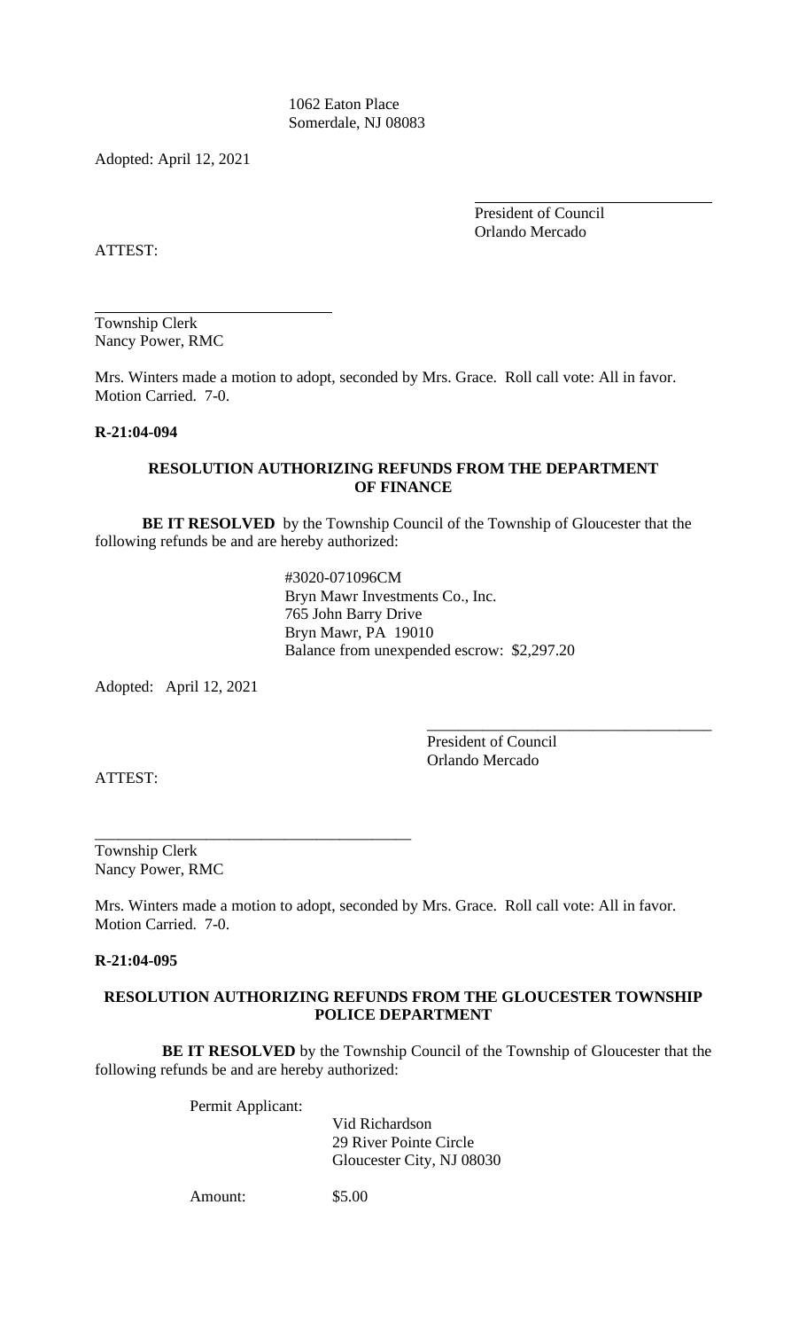1062 Eaton Place
Somerdale, NJ 08083

Adopted: April 12, 2021

\_\_\_\_\_\_\_\_\_\_\_\_\_\_\_\_\_\_\_\_\_\_\_\_\_\_\_\_
President of Council
Orlando Mercado

ATTEST:

\_\_\_\_\_\_\_\_\_\_\_\_\_\_\_\_\_\_\_\_\_\_\_\_\_\_\_\_
Township Clerk
Nancy Power, RMC

Mrs. Winters made a motion to adopt, seconded by Mrs. Grace. Roll call vote: All in favor. Motion Carried. 7-0.

**R-21:04-094**

**RESOLUTION AUTHORIZING REFUNDS FROM THE DEPARTMENT OF FINANCE**

**BE IT RESOLVED** by the Township Council of the Township of Gloucester that the following refunds be and are hereby authorized:

#3020-071096CM
Bryn Mawr Investments Co., Inc.
765 John Barry Drive
Bryn Mawr, PA 19010
Balance from unexpended escrow: $2,297.20

Adopted: April 12, 2021

\_\_\_\_\_\_\_\_\_\_\_\_\_\_\_\_\_\_\_\_\_\_\_\_\_\_\_\_
President of Council
Orlando Mercado

ATTEST:

\_\_\_\_\_\_\_\_\_\_\_\_\_\_\_\_\_\_\_\_\_\_\_\_\_\_\_\_
Township Clerk
Nancy Power, RMC

Mrs. Winters made a motion to adopt, seconded by Mrs. Grace. Roll call vote: All in favor. Motion Carried. 7-0.

**R-21:04-095**

**RESOLUTION AUTHORIZING REFUNDS FROM THE GLOUCESTER TOWNSHIP POLICE DEPARTMENT**

**BE IT RESOLVED** by the Township Council of the Township of Gloucester that the following refunds be and are hereby authorized:

Permit Applicant:
Vid Richardson
29 River Pointe Circle
Gloucester City, NJ 08030

Amount: $5.00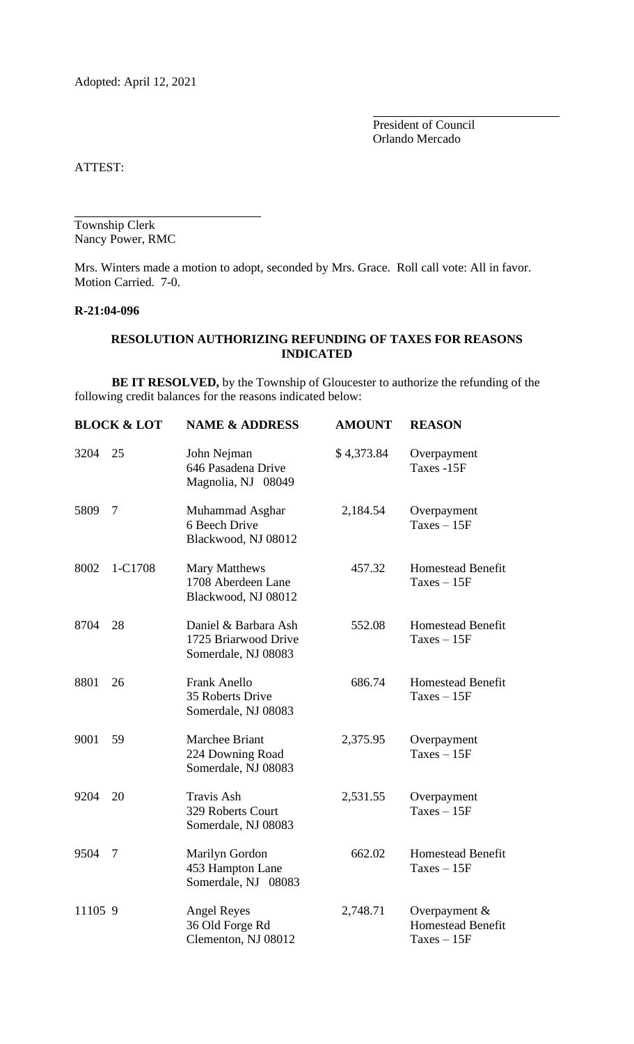Adopted: April 12, 2021

President of Council
Orlando Mercado

ATTEST:

Township Clerk
Nancy Power, RMC

Mrs. Winters made a motion to adopt, seconded by Mrs. Grace. Roll call vote: All in favor. Motion Carried. 7-0.

**R-21:04-096**

**RESOLUTION AUTHORIZING REFUNDING OF TAXES FOR REASONS INDICATED**

**BE IT RESOLVED,** by the Township of Gloucester to authorize the refunding of the following credit balances for the reasons indicated below:

| BLOCK & LOT | | NAME & ADDRESS | AMOUNT | REASON |
|---|---|---|---|---|
| 3204 | 25 | John Nejman<br>646 Pasadena Drive<br>Magnolia, NJ 08049 | $ 4,373.84 | Overpayment<br>Taxes -15F |
| 5809 | 7 | Muhammad Asghar<br>6 Beech Drive<br>Blackwood, NJ 08012 | 2,184.54 | Overpayment<br>Taxes – 15F |
| 8002 | 1-C1708 | Mary Matthews<br>1708 Aberdeen Lane<br>Blackwood, NJ 08012 | 457.32 | Homestead Benefit<br>Taxes – 15F |
| 8704 | 28 | Daniel & Barbara Ash<br>1725 Briarwood Drive<br>Somerdale, NJ 08083 | 552.08 | Homestead Benefit<br>Taxes – 15F |
| 8801 | 26 | Frank Anello<br>35 Roberts Drive<br>Somerdale, NJ 08083 | 686.74 | Homestead Benefit<br>Taxes – 15F |
| 9001 | 59 | Marchee Briant<br>224 Downing Road<br>Somerdale, NJ 08083 | 2,375.95 | Overpayment<br>Taxes – 15F |
| 9204 | 20 | Travis Ash<br>329 Roberts Court<br>Somerdale, NJ 08083 | 2,531.55 | Overpayment<br>Taxes – 15F |
| 9504 | 7 | Marilyn Gordon<br>453 Hampton Lane<br>Somerdale, NJ 08083 | 662.02 | Homestead Benefit<br>Taxes – 15F |
| 11105 | 9 | Angel Reyes<br>36 Old Forge Rd<br>Clementon, NJ 08012 | 2,748.71 | Overpayment &<br>Homestead Benefit<br>Taxes – 15F |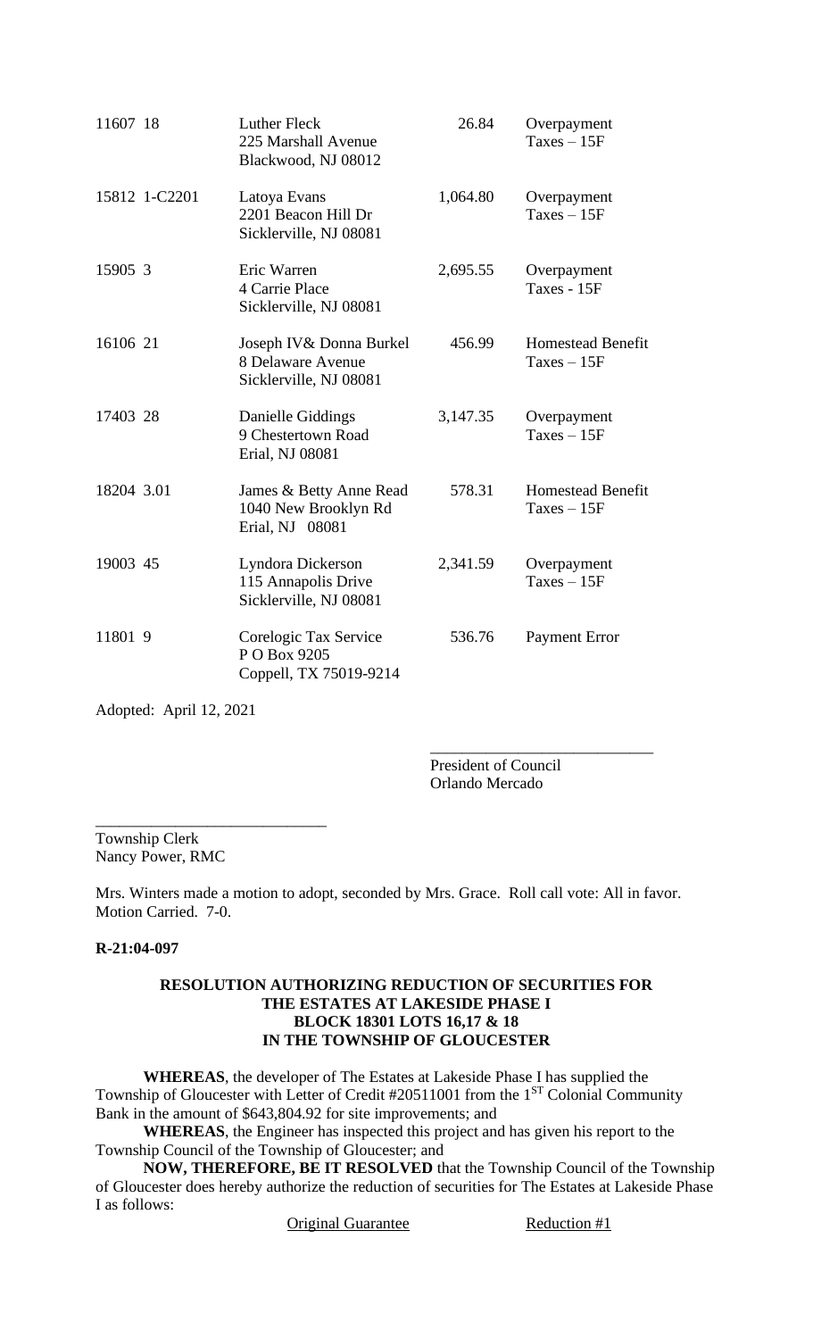| | | | |
|---|---|---|---|
| 11607 18 | Luther Fleck<br>225 Marshall Avenue<br>Blackwood, NJ 08012 | 26.84 | Overpayment<br>Taxes – 15F |
| 15812 1-C2201 | Latoya Evans<br>2201 Beacon Hill Dr<br>Sicklerville, NJ 08081 | 1,064.80 | Overpayment<br>Taxes – 15F |
| 15905 3 | Eric Warren<br>4 Carrie Place<br>Sicklerville, NJ 08081 | 2,695.55 | Overpayment<br>Taxes - 15F |
| 16106 21 | Joseph IV& Donna Burkel<br>8 Delaware Avenue<br>Sicklerville, NJ 08081 | 456.99 | Homestead Benefit<br>Taxes – 15F |
| 17403 28 | Danielle Giddings<br>9 Chestertown Road<br>Erial, NJ 08081 | 3,147.35 | Overpayment<br>Taxes – 15F |
| 18204 3.01 | James & Betty Anne Read<br>1040 New Brooklyn Rd<br>Erial, NJ 08081 | 578.31 | Homestead Benefit<br>Taxes – 15F |
| 19003 45 | Lyndora Dickerson<br>115 Annapolis Drive<br>Sicklerville, NJ 08081 | 2,341.59 | Overpayment<br>Taxes – 15F |
| 11801 9 | Corelogic Tax Service<br>P O Box 9205<br>Coppell, TX 75019-9214 | 536.76 | Payment Error |

Adopted: April 12, 2021

\_\_\_\_\_\_\_\_\_\_\_\_\_\_\_\_\_\_\_\_\_\_\_\_\_\_\_\_
President of Council
Orlando Mercado

\_\_\_\_\_\_\_\_\_\_\_\_\_\_\_\_\_\_\_\_\_\_\_\_\_\_\_\_
Township Clerk
Nancy Power, RMC

Mrs. Winters made a motion to adopt, seconded by Mrs. Grace. Roll call vote: All in favor. Motion Carried. 7-0.

**R-21:04-097**

**RESOLUTION AUTHORIZING REDUCTION OF SECURITIES FOR THE ESTATES AT LAKESIDE PHASE I BLOCK 18301 LOTS 16,17 & 18 IN THE TOWNSHIP OF GLOUCESTER**

**WHEREAS**, the developer of The Estates at Lakeside Phase I has supplied the Township of Gloucester with Letter of Credit #20511001 from the 1ST Colonial Community Bank in the amount of $643,804.92 for site improvements; and

**WHEREAS**, the Engineer has inspected this project and has given his report to the Township Council of the Township of Gloucester; and

**NOW, THEREFORE, BE IT RESOLVED** that the Township Council of the Township of Gloucester does hereby authorize the reduction of securities for The Estates at Lakeside Phase I as follows:

Original Guarantee    Reduction #1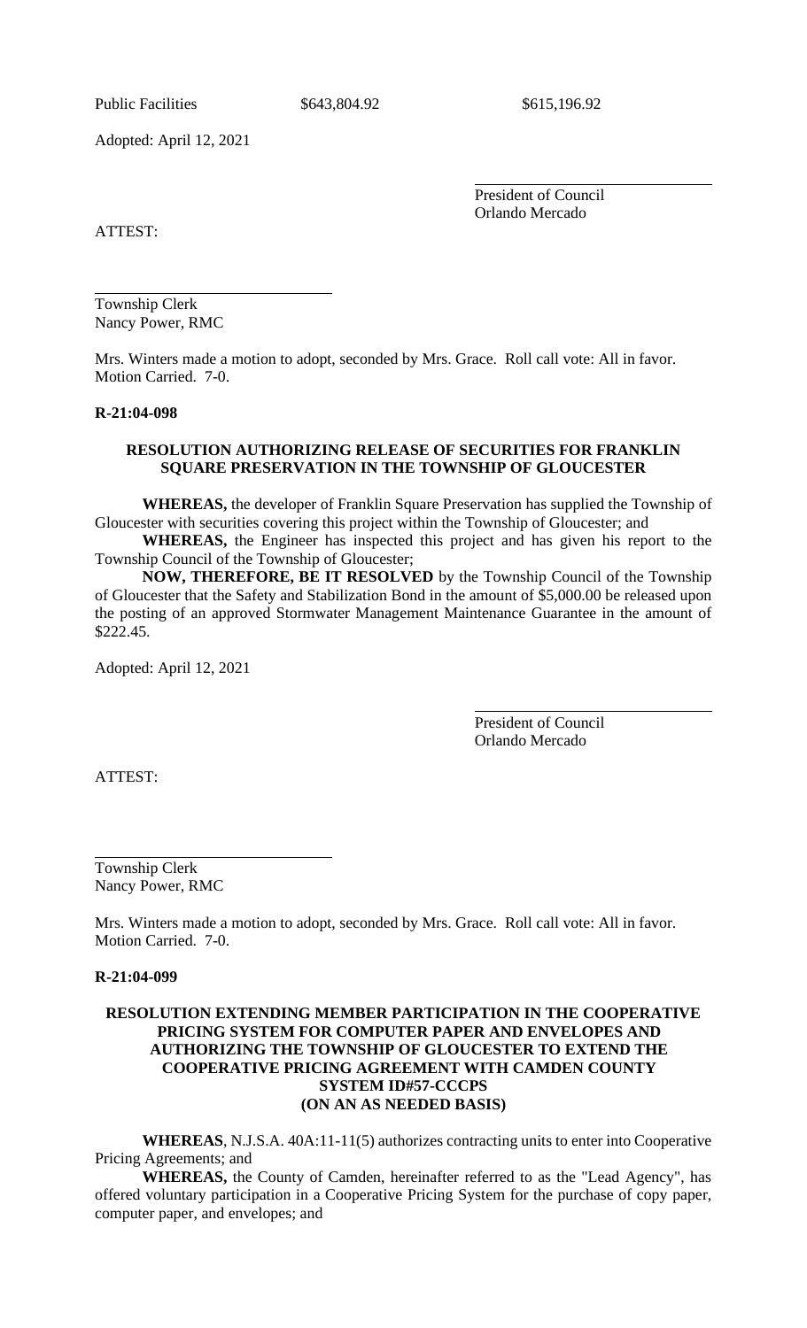| Public Facilities | $643,804.92 | $615,196.92 |
|---|---|---|

Adopted: April 12, 2021

President of Council
Orlando Mercado

ATTEST:

Township Clerk
Nancy Power, RMC

Mrs. Winters made a motion to adopt, seconded by Mrs. Grace. Roll call vote: All in favor. Motion Carried. 7-0.

**R-21:04-098**

**RESOLUTION AUTHORIZING RELEASE OF SECURITIES FOR FRANKLIN SQUARE PRESERVATION IN THE TOWNSHIP OF GLOUCESTER**

**WHEREAS,** the developer of Franklin Square Preservation has supplied the Township of Gloucester with securities covering this project within the Township of Gloucester; and

**WHEREAS,** the Engineer has inspected this project and has given his report to the Township Council of the Township of Gloucester;

**NOW, THEREFORE, BE IT RESOLVED** by the Township Council of the Township of Gloucester that the Safety and Stabilization Bond in the amount of $5,000.00 be released upon the posting of an approved Stormwater Management Maintenance Guarantee in the amount of $222.45.

Adopted: April 12, 2021

President of Council
Orlando Mercado

ATTEST:

Township Clerk
Nancy Power, RMC

Mrs. Winters made a motion to adopt, seconded by Mrs. Grace. Roll call vote: All in favor. Motion Carried. 7-0.

**R-21:04-099**

**RESOLUTION EXTENDING MEMBER PARTICIPATION IN THE COOPERATIVE PRICING SYSTEM FOR COMPUTER PAPER AND ENVELOPES AND AUTHORIZING THE TOWNSHIP OF GLOUCESTER TO EXTEND THE COOPERATIVE PRICING AGREEMENT WITH CAMDEN COUNTY SYSTEM ID#57-CCCPS (ON AN AS NEEDED BASIS)**

**WHEREAS**, N.J.S.A. 40A:11-11(5) authorizes contracting units to enter into Cooperative Pricing Agreements; and

**WHEREAS,** the County of Camden, hereinafter referred to as the "Lead Agency", has offered voluntary participation in a Cooperative Pricing System for the purchase of copy paper, computer paper, and envelopes; and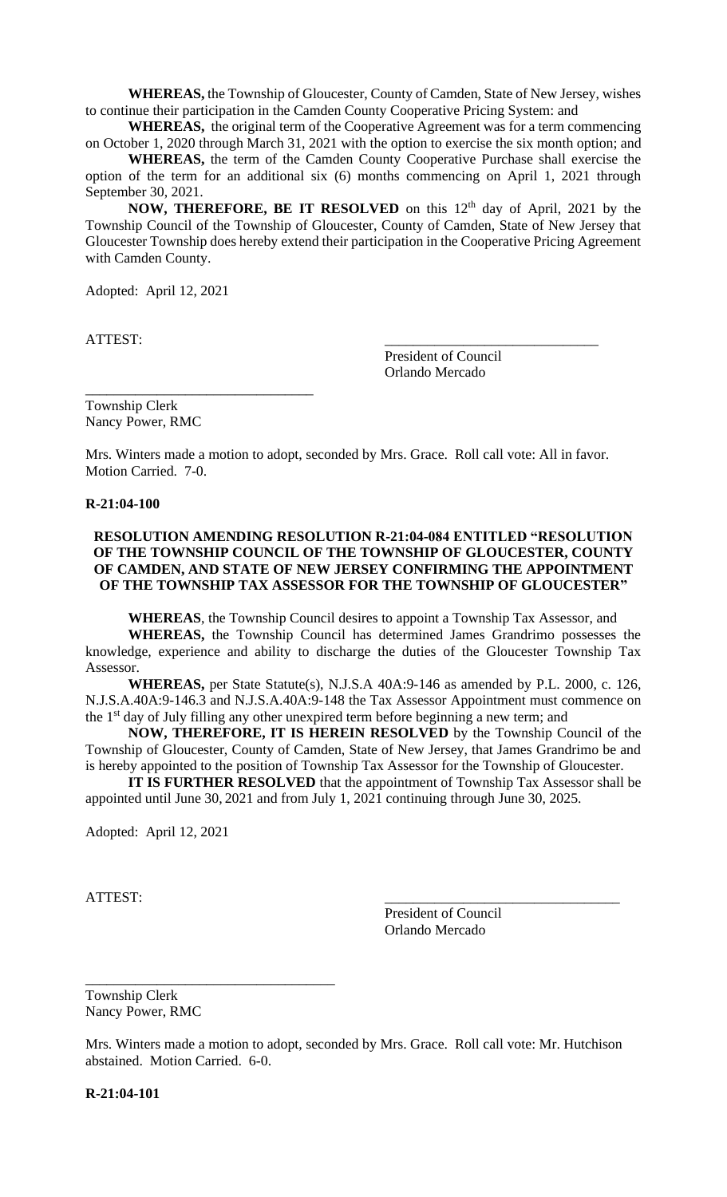**WHEREAS,** the Township of Gloucester, County of Camden, State of New Jersey, wishes to continue their participation in the Camden County Cooperative Pricing System: and

**WHEREAS,** the original term of the Cooperative Agreement was for a term commencing on October 1, 2020 through March 31, 2021 with the option to exercise the six month option; and

**WHEREAS,** the term of the Camden County Cooperative Purchase shall exercise the option of the term for an additional six (6) months commencing on April 1, 2021 through September 30, 2021.

**NOW, THEREFORE, BE IT RESOLVED** on this 12th day of April, 2021 by the Township Council of the Township of Gloucester, County of Camden, State of New Jersey that Gloucester Township does hereby extend their participation in the Cooperative Pricing Agreement with Camden County.

Adopted: April 12, 2021

ATTEST:

\_\_\_\_\_\_\_\_\_\_\_\_\_\_\_\_\_\_\_\_\_\_\_\_\_\_\_\_\_\_
President of Council
Orlando Mercado

\_\_\_\_\_\_\_\_\_\_\_\_\_\_\_\_\_\_\_\_\_\_\_\_\_\_\_\_\_\_
Township Clerk
Nancy Power, RMC

Mrs. Winters made a motion to adopt, seconded by Mrs. Grace. Roll call vote: All in favor. Motion Carried. 7-0.

**R-21:04-100**

**RESOLUTION AMENDING RESOLUTION R-21:04-084 ENTITLED "RESOLUTION OF THE TOWNSHIP COUNCIL OF THE TOWNSHIP OF GLOUCESTER, COUNTY OF CAMDEN, AND STATE OF NEW JERSEY CONFIRMING THE APPOINTMENT OF THE TOWNSHIP TAX ASSESSOR FOR THE TOWNSHIP OF GLOUCESTER"**

**WHEREAS**, the Township Council desires to appoint a Township Tax Assessor, and

**WHEREAS,** the Township Council has determined James Grandrimo possesses the knowledge, experience and ability to discharge the duties of the Gloucester Township Tax Assessor.

**WHEREAS,** per State Statute(s), N.J.S.A 40A:9-146 as amended by P.L. 2000, c. 126, N.J.S.A.40A:9-146.3 and N.J.S.A.40A:9-148 the Tax Assessor Appointment must commence on the 1st day of July filling any other unexpired term before beginning a new term; and

**NOW, THEREFORE, IT IS HEREIN RESOLVED** by the Township Council of the Township of Gloucester, County of Camden, State of New Jersey, that James Grandrimo be and is hereby appointed to the position of Township Tax Assessor for the Township of Gloucester.

**IT IS FURTHER RESOLVED** that the appointment of Township Tax Assessor shall be appointed until June 30, 2021 and from July 1, 2021 continuing through June 30, 2025.

Adopted: April 12, 2021

ATTEST:

\_\_\_\_\_\_\_\_\_\_\_\_\_\_\_\_\_\_\_\_\_\_\_\_\_\_\_\_\_\_
President of Council
Orlando Mercado

\_\_\_\_\_\_\_\_\_\_\_\_\_\_\_\_\_\_\_\_\_\_\_\_\_\_\_\_\_\_
Township Clerk
Nancy Power, RMC

Mrs. Winters made a motion to adopt, seconded by Mrs. Grace. Roll call vote: Mr. Hutchison abstained. Motion Carried. 6-0.

**R-21:04-101**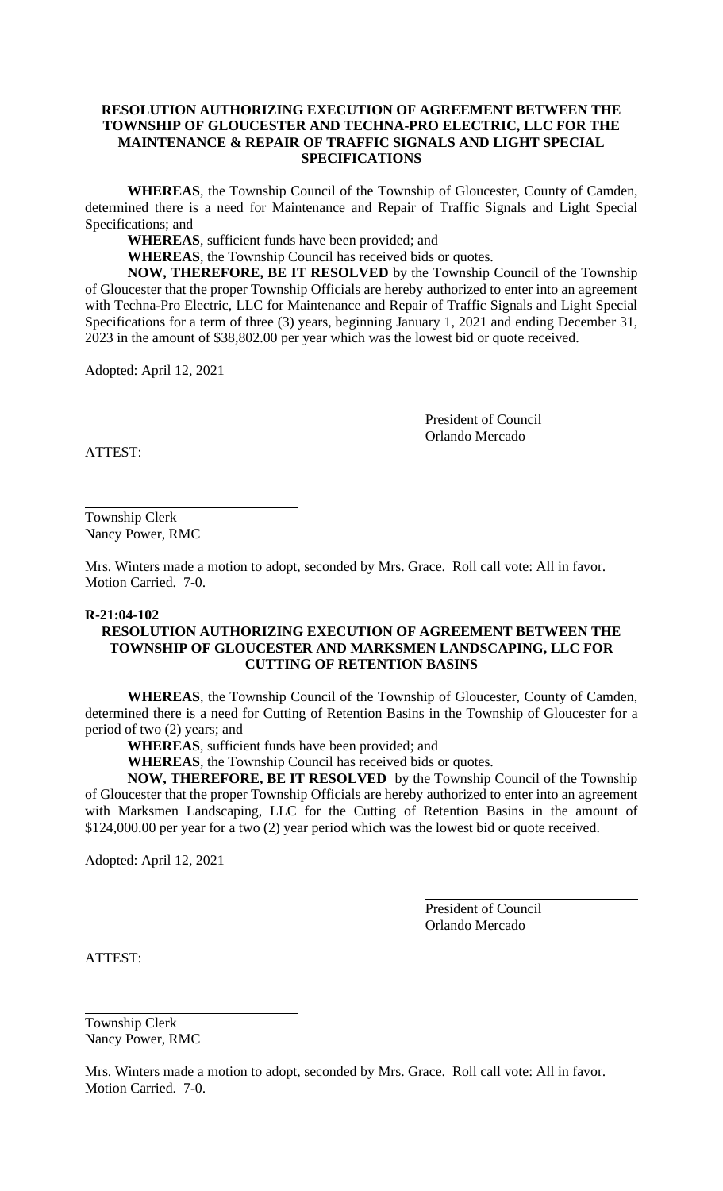**RESOLUTION AUTHORIZING EXECUTION OF AGREEMENT BETWEEN THE TOWNSHIP OF GLOUCESTER AND TECHNA-PRO ELECTRIC, LLC FOR THE MAINTENANCE & REPAIR OF TRAFFIC SIGNALS AND LIGHT SPECIAL SPECIFICATIONS**

**WHEREAS**, the Township Council of the Township of Gloucester, County of Camden, determined there is a need for Maintenance and Repair of Traffic Signals and Light Special Specifications; and

**WHEREAS**, sufficient funds have been provided; and

**WHEREAS**, the Township Council has received bids or quotes.

**NOW, THEREFORE, BE IT RESOLVED** by the Township Council of the Township of Gloucester that the proper Township Officials are hereby authorized to enter into an agreement with Techna-Pro Electric, LLC for Maintenance and Repair of Traffic Signals and Light Special Specifications for a term of three (3) years, beginning January 1, 2021 and ending December 31, 2023 in the amount of $38,802.00 per year which was the lowest bid or quote received.

Adopted: April 12, 2021

President of Council
Orlando Mercado

ATTEST:

Township Clerk
Nancy Power, RMC

Mrs. Winters made a motion to adopt, seconded by Mrs. Grace. Roll call vote: All in favor. Motion Carried. 7-0.

**R-21:04-102**

**RESOLUTION AUTHORIZING EXECUTION OF AGREEMENT BETWEEN THE TOWNSHIP OF GLOUCESTER AND MARKSMEN LANDSCAPING, LLC FOR CUTTING OF RETENTION BASINS**

**WHEREAS**, the Township Council of the Township of Gloucester, County of Camden, determined there is a need for Cutting of Retention Basins in the Township of Gloucester for a period of two (2) years; and

**WHEREAS**, sufficient funds have been provided; and

**WHEREAS**, the Township Council has received bids or quotes.

**NOW, THEREFORE, BE IT RESOLVED** by the Township Council of the Township of Gloucester that the proper Township Officials are hereby authorized to enter into an agreement with Marksmen Landscaping, LLC for the Cutting of Retention Basins in the amount of $124,000.00 per year for a two (2) year period which was the lowest bid or quote received.

Adopted: April 12, 2021

President of Council
Orlando Mercado

ATTEST:

Township Clerk
Nancy Power, RMC

Mrs. Winters made a motion to adopt, seconded by Mrs. Grace. Roll call vote: All in favor. Motion Carried. 7-0.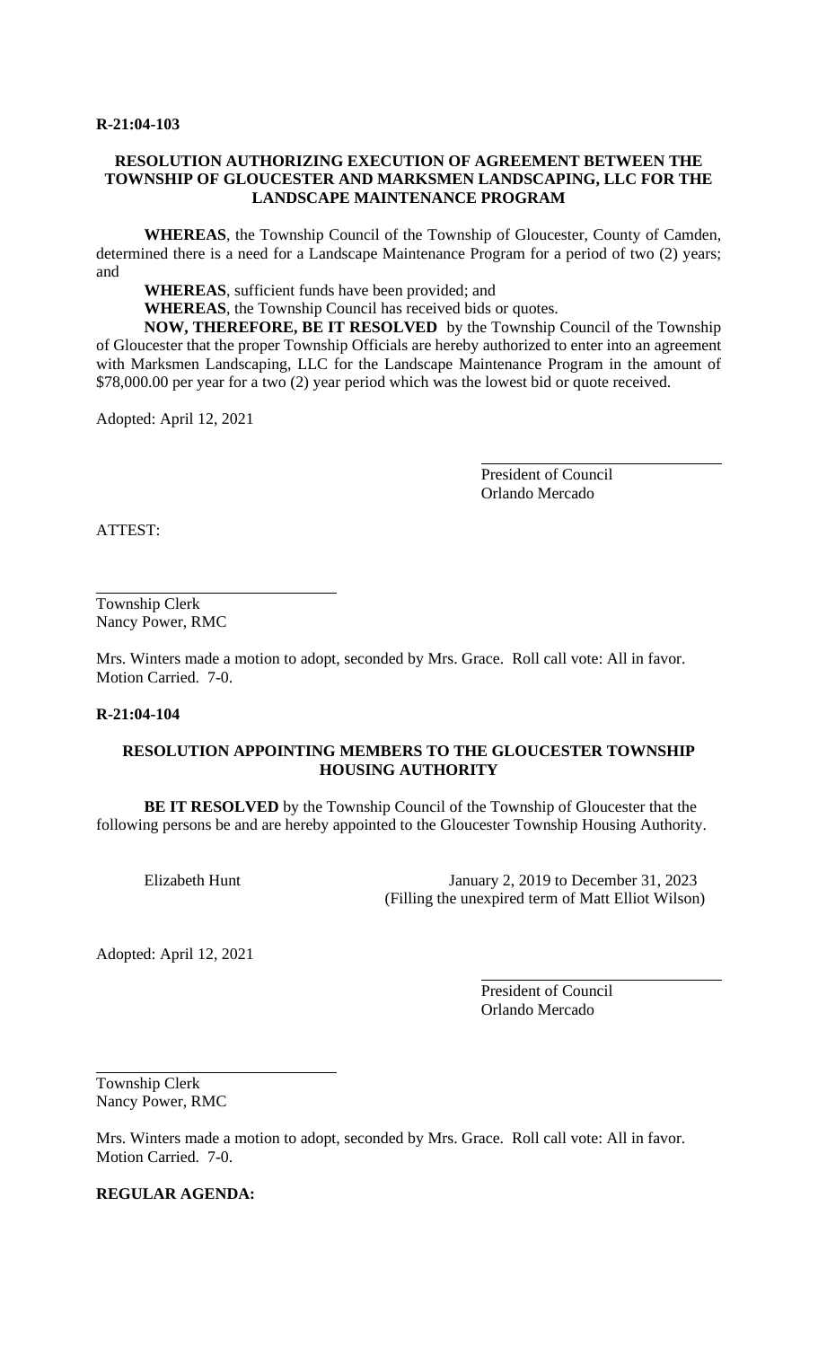**R-21:04-103**

**RESOLUTION AUTHORIZING EXECUTION OF AGREEMENT BETWEEN THE TOWNSHIP OF GLOUCESTER AND MARKSMEN LANDSCAPING, LLC FOR THE LANDSCAPE MAINTENANCE PROGRAM**

**WHEREAS**, the Township Council of the Township of Gloucester, County of Camden, determined there is a need for a Landscape Maintenance Program for a period of two (2) years; and

**WHEREAS**, sufficient funds have been provided; and

**WHEREAS**, the Township Council has received bids or quotes.

**NOW, THEREFORE, BE IT RESOLVED** by the Township Council of the Township of Gloucester that the proper Township Officials are hereby authorized to enter into an agreement with Marksmen Landscaping, LLC for the Landscape Maintenance Program in the amount of $78,000.00 per year for a two (2) year period which was the lowest bid or quote received.

Adopted: April 12, 2021

President of Council
Orlando Mercado

ATTEST:

Township Clerk
Nancy Power, RMC

Mrs. Winters made a motion to adopt, seconded by Mrs. Grace. Roll call vote: All in favor. Motion Carried. 7-0.

**R-21:04-104**

**RESOLUTION APPOINTING MEMBERS TO THE GLOUCESTER TOWNSHIP HOUSING AUTHORITY**

**BE IT RESOLVED** by the Township Council of the Township of Gloucester that the following persons be and are hereby appointed to the Gloucester Township Housing Authority.

Elizabeth Hunt — January 2, 2019 to December 31, 2023 (Filling the unexpired term of Matt Elliot Wilson)

Adopted: April 12, 2021

President of Council
Orlando Mercado

Township Clerk
Nancy Power, RMC

Mrs. Winters made a motion to adopt, seconded by Mrs. Grace. Roll call vote: All in favor. Motion Carried. 7-0.

**REGULAR AGENDA:**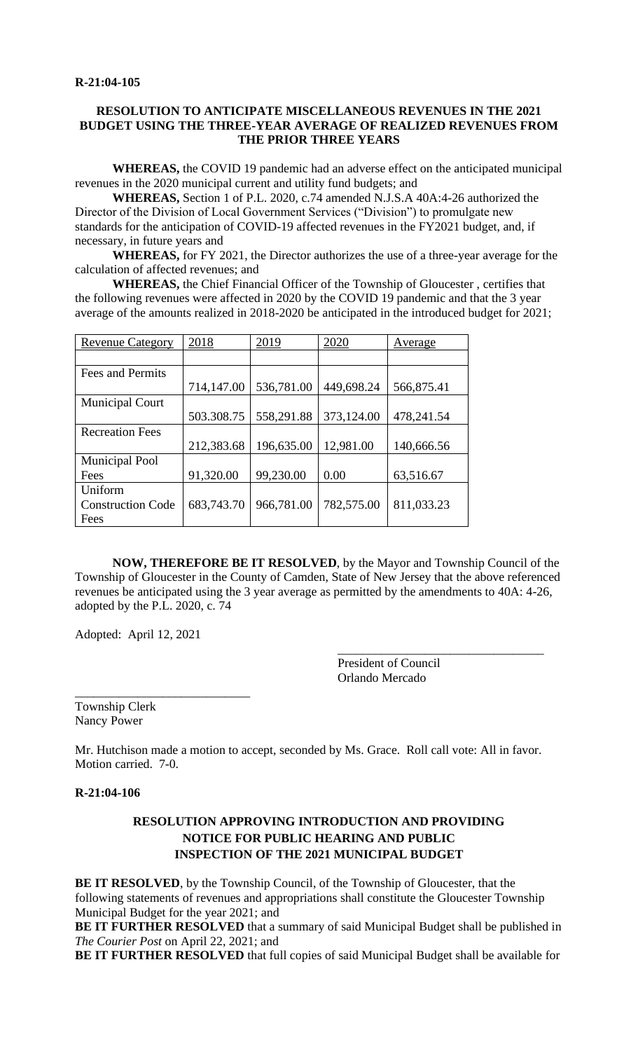**R-21:04-105**

**RESOLUTION TO ANTICIPATE MISCELLANEOUS REVENUES IN THE 2021 BUDGET USING THE THREE-YEAR AVERAGE OF REALIZED REVENUES FROM THE PRIOR THREE YEARS**

**WHEREAS,** the COVID 19 pandemic had an adverse effect on the anticipated municipal revenues in the 2020 municipal current and utility fund budgets; and

**WHEREAS,** Section 1 of P.L. 2020, c.74 amended N.J.S.A 40A:4-26 authorized the Director of the Division of Local Government Services ("Division") to promulgate new standards for the anticipation of COVID-19 affected revenues in the FY2021 budget, and, if necessary, in future years and

**WHEREAS,** for FY 2021, the Director authorizes the use of a three-year average for the calculation of affected revenues; and

**WHEREAS,** the Chief Financial Officer of the Township of Gloucester , certifies that the following revenues were affected in 2020 by the COVID 19 pandemic and that the 3 year average of the amounts realized in 2018-2020 be anticipated in the introduced budget for 2021;

| Revenue Category | 2018 | 2019 | 2020 | Average |
|---|---|---|---|---|
| | | | | |
| Fees and Permits | 714,147.00 | 536,781.00 | 449,698.24 | 566,875.41 |
| Municipal Court | 503.308.75 | 558,291.88 | 373,124.00 | 478,241.54 |
| Recreation Fees | 212,383.68 | 196,635.00 | 12,981.00 | 140,666.56 |
| Municipal Pool Fees | 91,320.00 | 99,230.00 | 0.00 | 63,516.67 |
| Uniform Construction Code Fees | 683,743.70 | 966,781.00 | 782,575.00 | 811,033.23 |

**NOW, THEREFORE BE IT RESOLVED**, by the Mayor and Township Council of the Township of Gloucester in the County of Camden, State of New Jersey that the above referenced revenues be anticipated using the 3 year average as permitted by the amendments to 40A: 4-26, adopted by the P.L. 2020, c. 74

Adopted: April 12, 2021

\_\_\_\_\_\_\_\_\_\_\_\_\_\_\_\_\_\_\_\_\_\_\_\_\_\_\_\_\_\_\_\_\_\_
President of Council
Orlando Mercado

\_\_\_\_\_\_\_\_\_\_\_\_\_\_\_\_\_\_\_\_\_\_\_\_\_\_\_\_
Township Clerk
Nancy Power

Mr. Hutchison made a motion to accept, seconded by Ms. Grace. Roll call vote: All in favor. Motion carried. 7-0.

**R-21:04-106**

**RESOLUTION APPROVING INTRODUCTION AND PROVIDING NOTICE FOR PUBLIC HEARING AND PUBLIC INSPECTION OF THE 2021 MUNICIPAL BUDGET**

**BE IT RESOLVED**, by the Township Council, of the Township of Gloucester, that the following statements of revenues and appropriations shall constitute the Gloucester Township Municipal Budget for the year 2021; and

**BE IT FURTHER RESOLVED** that a summary of said Municipal Budget shall be published in *The Courier Post* on April 22, 2021; and

**BE IT FURTHER RESOLVED** that full copies of said Municipal Budget shall be available for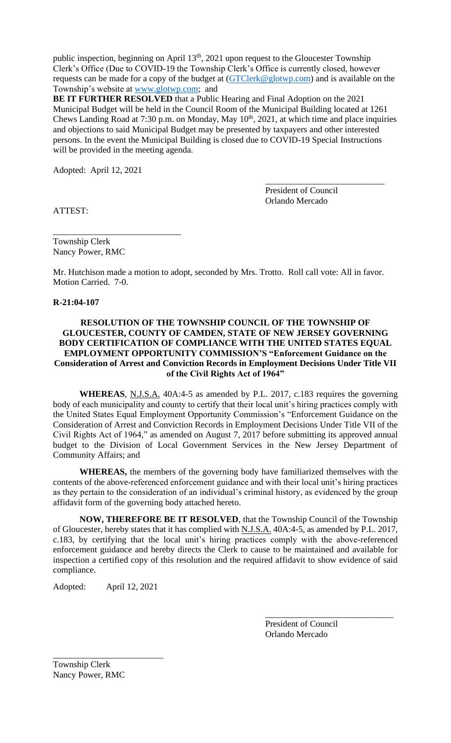public inspection, beginning on April 13th, 2021 upon request to the Gloucester Township Clerk's Office (Due to COVID-19 the Township Clerk's Office is currently closed, however requests can be made for a copy of the budget at (GTClerk@glotwp.com) and is available on the Township's website at www.glotwp.com; and

**BE IT FURTHER RESOLVED** that a Public Hearing and Final Adoption on the 2021 Municipal Budget will be held in the Council Room of the Municipal Building located at 1261 Chews Landing Road at 7:30 p.m. on Monday, May 10th, 2021, at which time and place inquiries and objections to said Municipal Budget may be presented by taxpayers and other interested persons. In the event the Municipal Building is closed due to COVID-19 Special Instructions will be provided in the meeting agenda.

Adopted: April 12, 2021

\_\_\_\_\_\_\_\_\_\_\_\_\_\_\_\_\_\_\_\_\_\_\_\_\_\_\_
President of Council
Orlando Mercado

ATTEST:

\_\_\_\_\_\_\_\_\_\_\_\_\_\_\_\_\_\_\_\_\_\_\_\_\_\_\_\_\_
Township Clerk
Nancy Power, RMC

Mr. Hutchison made a motion to adopt, seconded by Mrs. Trotto. Roll call vote: All in favor. Motion Carried. 7-0.

**R-21:04-107**

**RESOLUTION OF THE TOWNSHIP COUNCIL OF THE TOWNSHIP OF GLOUCESTER, COUNTY OF CAMDEN, STATE OF NEW JERSEY GOVERNING BODY CERTIFICATION OF COMPLIANCE WITH THE UNITED STATES EQUAL EMPLOYMENT OPPORTUNITY COMMISSION'S "Enforcement Guidance on the Consideration of Arrest and Conviction Records in Employment Decisions Under Title VII of the Civil Rights Act of 1964"**

**WHEREAS**, N.J.S.A. 40A:4-5 as amended by P.L. 2017, c.183 requires the governing body of each municipality and county to certify that their local unit's hiring practices comply with the United States Equal Employment Opportunity Commission's "Enforcement Guidance on the Consideration of Arrest and Conviction Records in Employment Decisions Under Title VII of the Civil Rights Act of 1964," as amended on August 7, 2017 before submitting its approved annual budget to the Division of Local Government Services in the New Jersey Department of Community Affairs; and

**WHEREAS,** the members of the governing body have familiarized themselves with the contents of the above-referenced enforcement guidance and with their local unit's hiring practices as they pertain to the consideration of an individual's criminal history, as evidenced by the group affidavit form of the governing body attached hereto.

**NOW, THEREFORE BE IT RESOLVED**, that the Township Council of the Township of Gloucester, hereby states that it has complied with N.J.S.A. 40A:4-5, as amended by P.L. 2017, c.183, by certifying that the local unit's hiring practices comply with the above-referenced enforcement guidance and hereby directs the Clerk to cause to be maintained and available for inspection a certified copy of this resolution and the required affidavit to show evidence of said compliance.

Adopted: April 12, 2021

\_\_\_\_\_\_\_\_\_\_\_\_\_\_\_\_\_\_\_\_\_\_\_\_\_\_\_\_\_
President of Council
Orlando Mercado

\_\_\_\_\_\_\_\_\_\_\_\_\_\_\_\_\_\_\_\_\_\_\_\_\_
Township Clerk
Nancy Power, RMC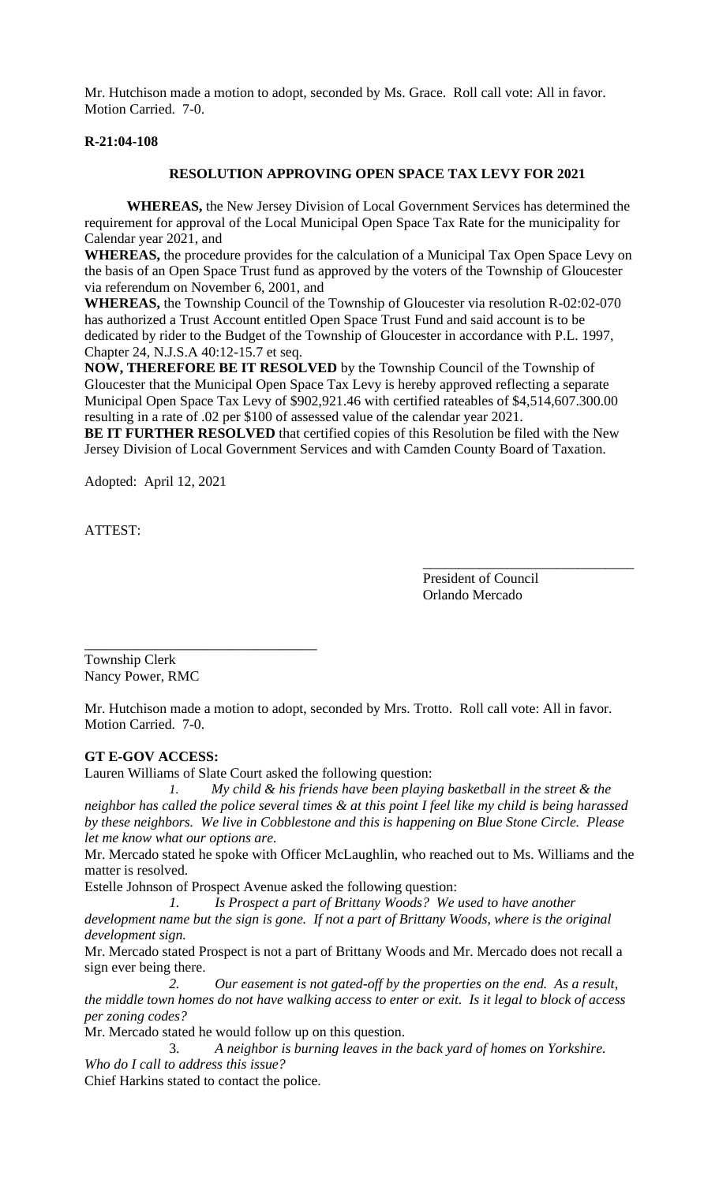Mr. Hutchison made a motion to adopt, seconded by Ms. Grace. Roll call vote: All in favor. Motion Carried. 7-0.

**R-21:04-108**

**RESOLUTION APPROVING OPEN SPACE TAX LEVY FOR 2021**

**WHEREAS,** the New Jersey Division of Local Government Services has determined the requirement for approval of the Local Municipal Open Space Tax Rate for the municipality for Calendar year 2021, and

**WHEREAS,** the procedure provides for the calculation of a Municipal Tax Open Space Levy on the basis of an Open Space Trust fund as approved by the voters of the Township of Gloucester via referendum on November 6, 2001, and

**WHEREAS,** the Township Council of the Township of Gloucester via resolution R-02:02-070 has authorized a Trust Account entitled Open Space Trust Fund and said account is to be dedicated by rider to the Budget of the Township of Gloucester in accordance with P.L. 1997, Chapter 24, N.J.S.A 40:12-15.7 et seq.

**NOW, THEREFORE BE IT RESOLVED** by the Township Council of the Township of Gloucester that the Municipal Open Space Tax Levy is hereby approved reflecting a separate Municipal Open Space Tax Levy of $902,921.46 with certified rateables of $4,514,607.300.00 resulting in a rate of .02 per $100 of assessed value of the calendar year 2021.

**BE IT FURTHER RESOLVED** that certified copies of this Resolution be filed with the New Jersey Division of Local Government Services and with Camden County Board of Taxation.

Adopted: April 12, 2021

ATTEST:

______________________________
President of Council
Orlando Mercado

______________________________
Township Clerk
Nancy Power, RMC

Mr. Hutchison made a motion to adopt, seconded by Mrs. Trotto. Roll call vote: All in favor. Motion Carried. 7-0.

**GT E-GOV ACCESS:**

Lauren Williams of Slate Court asked the following question:

1. *My child & his friends have been playing basketball in the street & the neighbor has called the police several times & at this point I feel like my child is being harassed by these neighbors. We live in Cobblestone and this is happening on Blue Stone Circle. Please let me know what our options are.*

Mr. Mercado stated he spoke with Officer McLaughlin, who reached out to Ms. Williams and the matter is resolved.

Estelle Johnson of Prospect Avenue asked the following question:

1. *Is Prospect a part of Brittany Woods? We used to have another development name but the sign is gone. If not a part of Brittany Woods, where is the original development sign.*

Mr. Mercado stated Prospect is not a part of Brittany Woods and Mr. Mercado does not recall a sign ever being there.

2. *Our easement is not gated-off by the properties on the end. As a result, the middle town homes do not have walking access to enter or exit. Is it legal to block of access per zoning codes?*

Mr. Mercado stated he would follow up on this question.

3. *A neighbor is burning leaves in the back yard of homes on Yorkshire. Who do I call to address this issue?*

Chief Harkins stated to contact the police.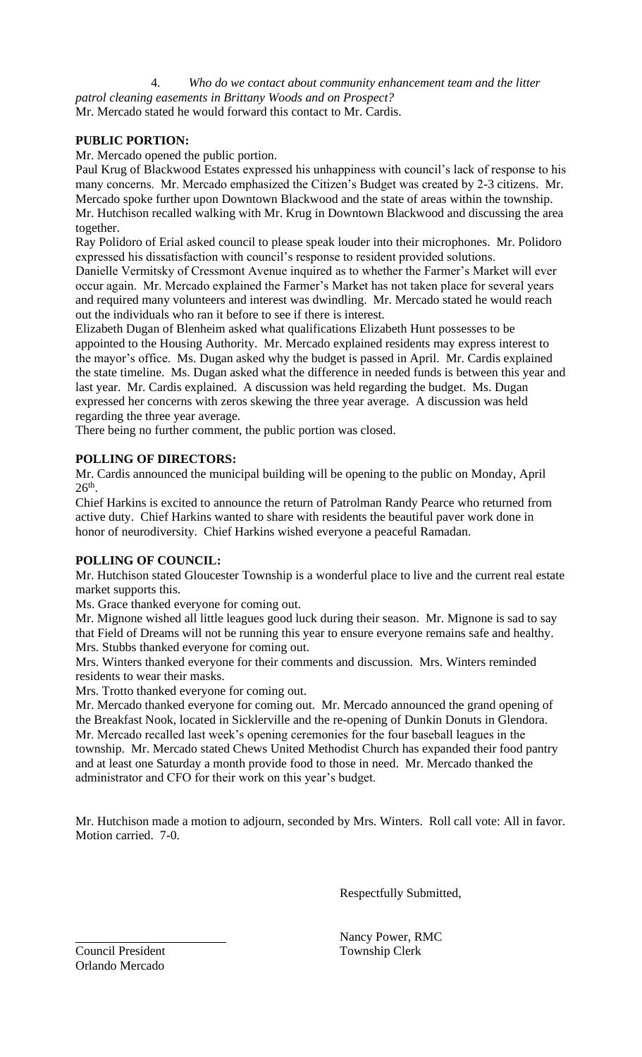4. *Who do we contact about community enhancement team and the litter patrol cleaning easements in Brittany Woods and on Prospect?*

Mr. Mercado stated he would forward this contact to Mr. Cardis.

**PUBLIC PORTION:**

Mr. Mercado opened the public portion.

Paul Krug of Blackwood Estates expressed his unhappiness with council's lack of response to his many concerns. Mr. Mercado emphasized the Citizen's Budget was created by 2-3 citizens. Mr. Mercado spoke further upon Downtown Blackwood and the state of areas within the township. Mr. Hutchison recalled walking with Mr. Krug in Downtown Blackwood and discussing the area together.

Ray Polidoro of Erial asked council to please speak louder into their microphones. Mr. Polidoro expressed his dissatisfaction with council's response to resident provided solutions.

Danielle Vermitsky of Cressmont Avenue inquired as to whether the Farmer's Market will ever occur again. Mr. Mercado explained the Farmer's Market has not taken place for several years and required many volunteers and interest was dwindling. Mr. Mercado stated he would reach out the individuals who ran it before to see if there is interest.

Elizabeth Dugan of Blenheim asked what qualifications Elizabeth Hunt possesses to be appointed to the Housing Authority. Mr. Mercado explained residents may express interest to the mayor's office. Ms. Dugan asked why the budget is passed in April. Mr. Cardis explained the state timeline. Ms. Dugan asked what the difference in needed funds is between this year and last year. Mr. Cardis explained. A discussion was held regarding the budget. Ms. Dugan expressed her concerns with zeros skewing the three year average. A discussion was held regarding the three year average.

There being no further comment, the public portion was closed.

**POLLING OF DIRECTORS:**

Mr. Cardis announced the municipal building will be opening to the public on Monday, April 26th.

Chief Harkins is excited to announce the return of Patrolman Randy Pearce who returned from active duty. Chief Harkins wanted to share with residents the beautiful paver work done in honor of neurodiversity. Chief Harkins wished everyone a peaceful Ramadan.

**POLLING OF COUNCIL:**

Mr. Hutchison stated Gloucester Township is a wonderful place to live and the current real estate market supports this.

Ms. Grace thanked everyone for coming out.

Mr. Mignone wished all little leagues good luck during their season. Mr. Mignone is sad to say that Field of Dreams will not be running this year to ensure everyone remains safe and healthy.

Mrs. Stubbs thanked everyone for coming out.

Mrs. Winters thanked everyone for their comments and discussion. Mrs. Winters reminded residents to wear their masks.

Mrs. Trotto thanked everyone for coming out.

Mr. Mercado thanked everyone for coming out. Mr. Mercado announced the grand opening of the Breakfast Nook, located in Sicklerville and the re-opening of Dunkin Donuts in Glendora. Mr. Mercado recalled last week's opening ceremonies for the four baseball leagues in the township. Mr. Mercado stated Chews United Methodist Church has expanded their food pantry and at least one Saturday a month provide food to those in need. Mr. Mercado thanked the administrator and CFO for their work on this year's budget.

Mr. Hutchison made a motion to adjourn, seconded by Mrs. Winters. Roll call vote: All in favor. Motion carried. 7-0.

Respectfully Submitted,

Nancy Power, RMC
Township Clerk

Council President
Orlando Mercado